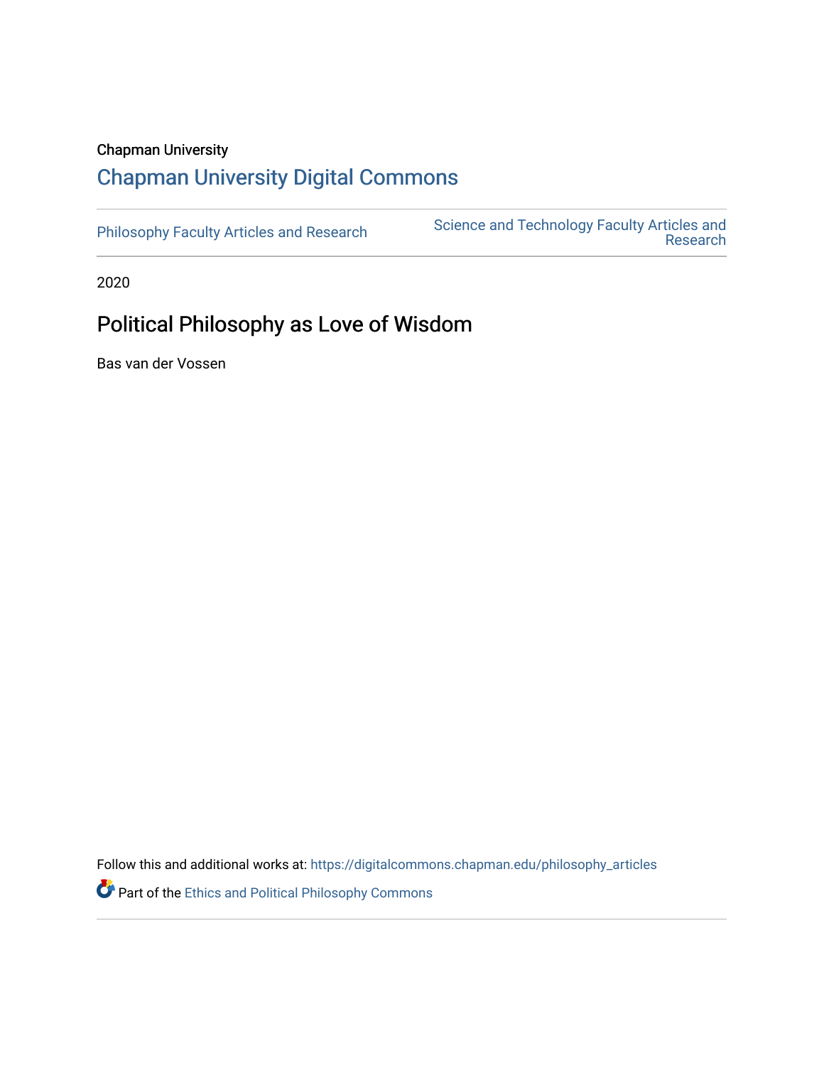Chapman University

## Chapman University Digital Commons

Philosophy Faculty Articles and Research

Science and Technology Faculty Articles and Research

2020

# Political Philosophy as Love of Wisdom

Bas van der Vossen

Follow this and additional works at: https://digitalcommons.chapman.edu/philosophy_articles

Part of the Ethics and Political Philosophy Commons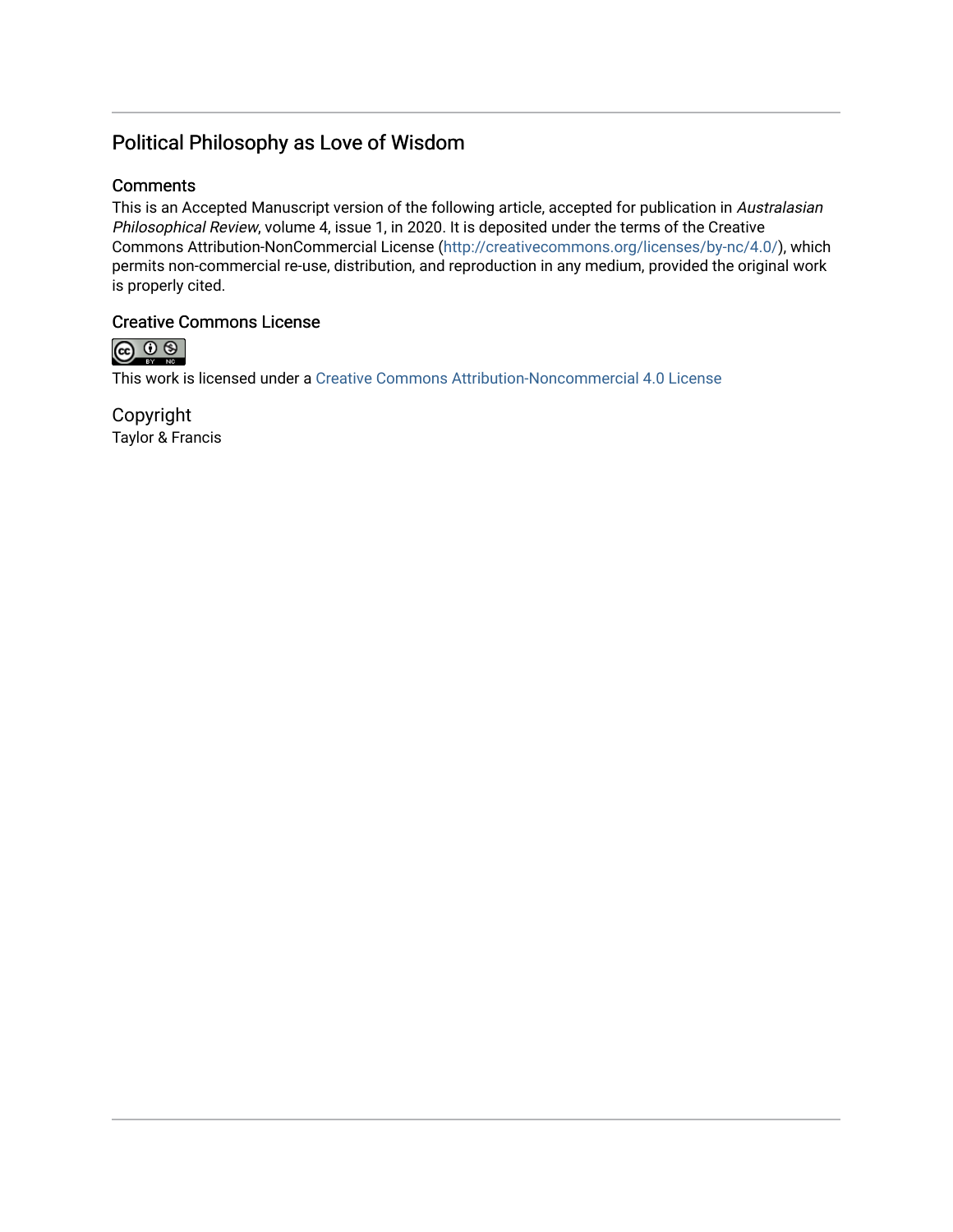# Political Philosophy as Love of Wisdom

## Comments

This is an Accepted Manuscript version of the following article, accepted for publication in *Australasian Philosophical Review*, volume 4, issue 1, in 2020. It is deposited under the terms of the Creative Commons Attribution-NonCommercial License (http://creativecommons.org/licenses/by-nc/4.0/), which permits non-commercial re-use, distribution, and reproduction in any medium, provided the original work is properly cited.

## Creative Commons License

This work is licensed under a Creative Commons Attribution-Noncommercial 4.0 License

## Copyright

Taylor & Francis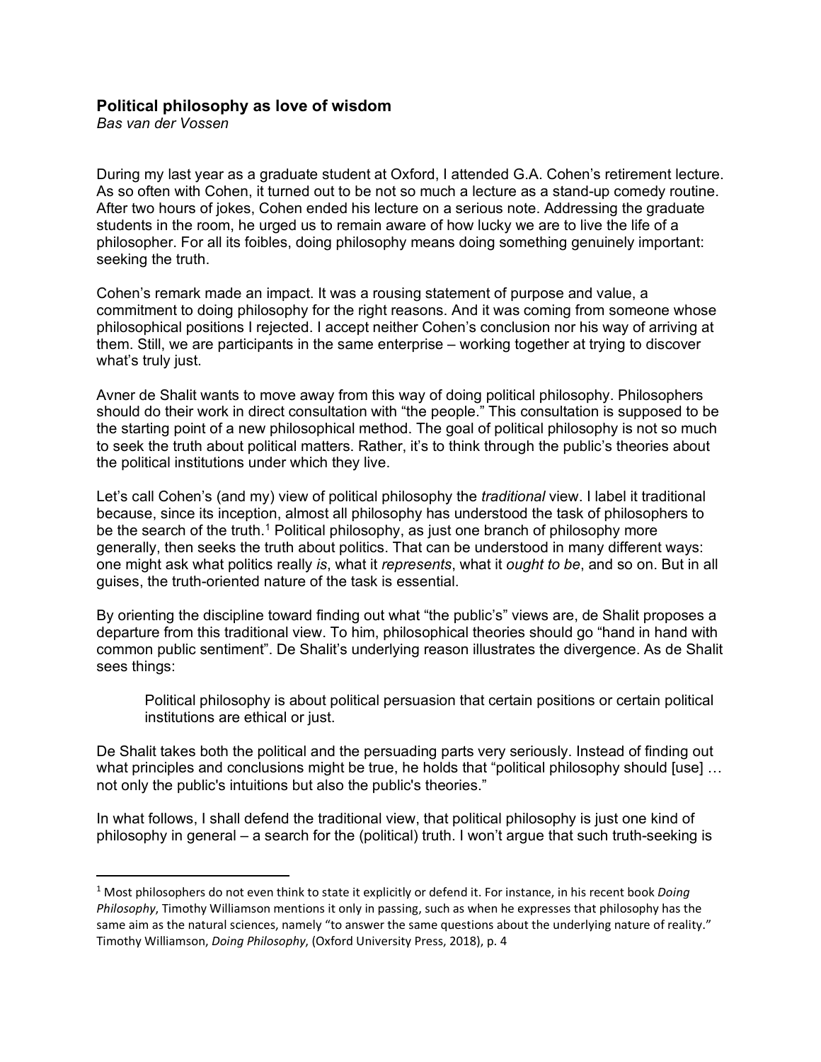## Political philosophy as love of wisdom

*Bas van der Vossen*

During my last year as a graduate student at Oxford, I attended G.A. Cohen's retirement lecture. As so often with Cohen, it turned out to be not so much a lecture as a stand-up comedy routine. After two hours of jokes, Cohen ended his lecture on a serious note. Addressing the graduate students in the room, he urged us to remain aware of how lucky we are to live the life of a philosopher. For all its foibles, doing philosophy means doing something genuinely important: seeking the truth.

Cohen's remark made an impact. It was a rousing statement of purpose and value, a commitment to doing philosophy for the right reasons. And it was coming from someone whose philosophical positions I rejected. I accept neither Cohen's conclusion nor his way of arriving at them. Still, we are participants in the same enterprise – working together at trying to discover what's truly just.

Avner de Shalit wants to move away from this way of doing political philosophy. Philosophers should do their work in direct consultation with "the people." This consultation is supposed to be the starting point of a new philosophical method. The goal of political philosophy is not so much to seek the truth about political matters. Rather, it's to think through the public's theories about the political institutions under which they live.

Let's call Cohen's (and my) view of political philosophy the *traditional* view. I label it traditional because, since its inception, almost all philosophy has understood the task of philosophers to be the search of the truth.[1] Political philosophy, as just one branch of philosophy more generally, then seeks the truth about politics. That can be understood in many different ways: one might ask what politics really *is*, what it *represents*, what it *ought to be*, and so on. But in all guises, the truth-oriented nature of the task is essential.

By orienting the discipline toward finding out what "the public's" views are, de Shalit proposes a departure from this traditional view. To him, philosophical theories should go "hand in hand with common public sentiment". De Shalit's underlying reason illustrates the divergence. As de Shalit sees things:

> Political philosophy is about political persuasion that certain positions or certain political institutions are ethical or just.

De Shalit takes both the political and the persuading parts very seriously. Instead of finding out what principles and conclusions might be true, he holds that "political philosophy should [use] … not only the public's intuitions but also the public's theories."

In what follows, I shall defend the traditional view, that political philosophy is just one kind of philosophy in general – a search for the (political) truth. I won't argue that such truth-seeking is

---

[1] Most philosophers do not even think to state it explicitly or defend it. For instance, in his recent book *Doing Philosophy*, Timothy Williamson mentions it only in passing, such as when he expresses that philosophy has the same aim as the natural sciences, namely "to answer the same questions about the underlying nature of reality." Timothy Williamson, *Doing Philosophy*, (Oxford University Press, 2018), p. 4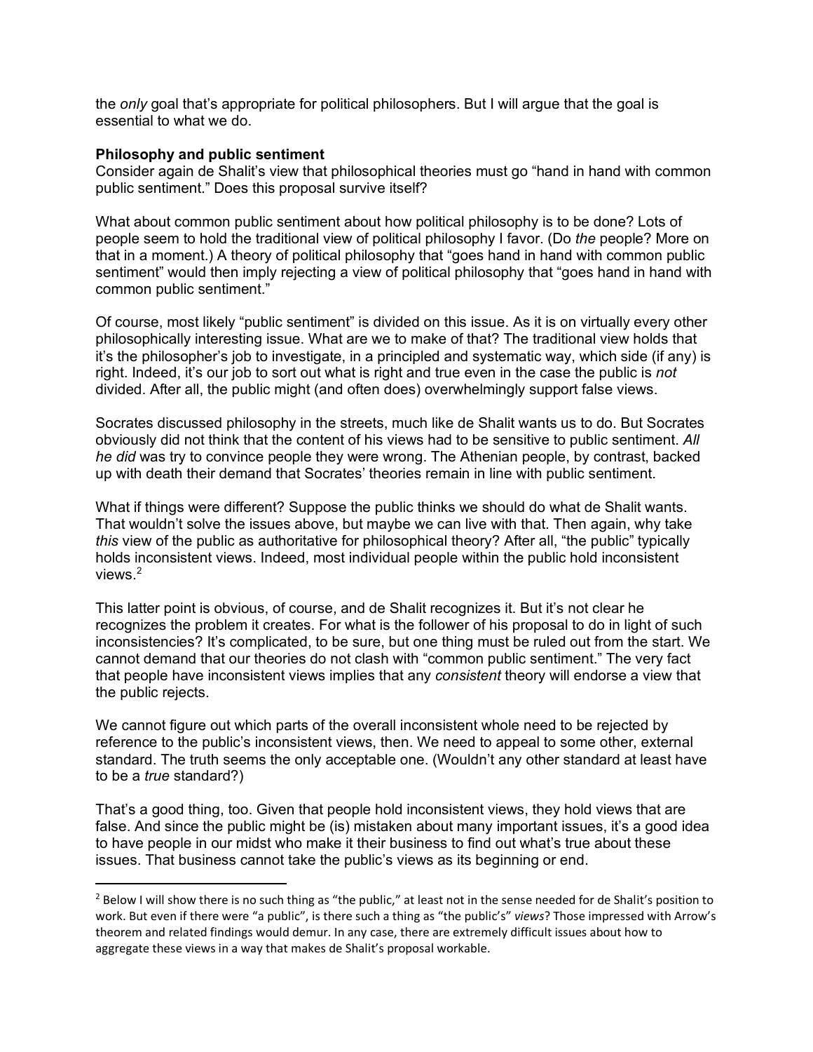the *only* goal that's appropriate for political philosophers. But I will argue that the goal is essential to what we do.

**Philosophy and public sentiment**

Consider again de Shalit's view that philosophical theories must go "hand in hand with common public sentiment." Does this proposal survive itself?

What about common public sentiment about how political philosophy is to be done? Lots of people seem to hold the traditional view of political philosophy I favor. (Do *the* people? More on that in a moment.) A theory of political philosophy that "goes hand in hand with common public sentiment" would then imply rejecting a view of political philosophy that "goes hand in hand with common public sentiment."

Of course, most likely "public sentiment" is divided on this issue. As it is on virtually every other philosophically interesting issue. What are we to make of that? The traditional view holds that it's the philosopher's job to investigate, in a principled and systematic way, which side (if any) is right. Indeed, it's our job to sort out what is right and true even in the case the public is *not* divided. After all, the public might (and often does) overwhelmingly support false views.

Socrates discussed philosophy in the streets, much like de Shalit wants us to do. But Socrates obviously did not think that the content of his views had to be sensitive to public sentiment. *All he did* was try to convince people they were wrong. The Athenian people, by contrast, backed up with death their demand that Socrates' theories remain in line with public sentiment.

What if things were different? Suppose the public thinks we should do what de Shalit wants. That wouldn't solve the issues above, but maybe we can live with that. Then again, why take *this* view of the public as authoritative for philosophical theory? After all, "the public" typically holds inconsistent views. Indeed, most individual people within the public hold inconsistent views.[2]

This latter point is obvious, of course, and de Shalit recognizes it. But it's not clear he recognizes the problem it creates. For what is the follower of his proposal to do in light of such inconsistencies? It's complicated, to be sure, but one thing must be ruled out from the start. We cannot demand that our theories do not clash with "common public sentiment." The very fact that people have inconsistent views implies that any *consistent* theory will endorse a view that the public rejects.

We cannot figure out which parts of the overall inconsistent whole need to be rejected by reference to the public's inconsistent views, then. We need to appeal to some other, external standard. The truth seems the only acceptable one. (Wouldn't any other standard at least have to be a *true* standard?)

That's a good thing, too. Given that people hold inconsistent views, they hold views that are false. And since the public might be (is) mistaken about many important issues, it's a good idea to have people in our midst who make it their business to find out what's true about these issues. That business cannot take the public's views as its beginning or end.

---

[2] Below I will show there is no such thing as "the public," at least not in the sense needed for de Shalit's position to work. But even if there were "a public", is there such a thing as "the public's" *views*? Those impressed with Arrow's theorem and related findings would demur. In any case, there are extremely difficult issues about how to aggregate these views in a way that makes de Shalit's proposal workable.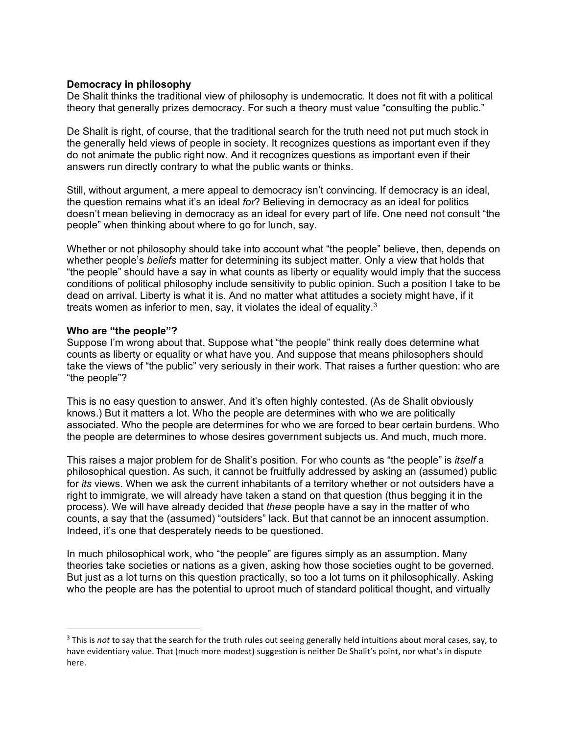**Democracy in philosophy**

De Shalit thinks the traditional view of philosophy is undemocratic. It does not fit with a political theory that generally prizes democracy. For such a theory must value "consulting the public."

De Shalit is right, of course, that the traditional search for the truth need not put much stock in the generally held views of people in society. It recognizes questions as important even if they do not animate the public right now. And it recognizes questions as important even if their answers run directly contrary to what the public wants or thinks.

Still, without argument, a mere appeal to democracy isn't convincing. If democracy is an ideal, the question remains what it's an ideal *for*? Believing in democracy as an ideal for politics doesn't mean believing in democracy as an ideal for every part of life. One need not consult "the people" when thinking about where to go for lunch, say.

Whether or not philosophy should take into account what "the people" believe, then, depends on whether people's *beliefs* matter for determining its subject matter. Only a view that holds that "the people" should have a say in what counts as liberty or equality would imply that the success conditions of political philosophy include sensitivity to public opinion. Such a position I take to be dead on arrival. Liberty is what it is. And no matter what attitudes a society might have, if it treats women as inferior to men, say, it violates the ideal of equality.[3]

**Who are "the people"?**

Suppose I'm wrong about that. Suppose what "the people" think really does determine what counts as liberty or equality or what have you. And suppose that means philosophers should take the views of "the public" very seriously in their work. That raises a further question: who are "the people"?

This is no easy question to answer. And it's often highly contested. (As de Shalit obviously knows.) But it matters a lot. Who the people are determines with who we are politically associated. Who the people are determines for who we are forced to bear certain burdens. Who the people are determines to whose desires government subjects us. And much, much more.

This raises a major problem for de Shalit's position. For who counts as "the people" is *itself* a philosophical question. As such, it cannot be fruitfully addressed by asking an (assumed) public for *its* views. When we ask the current inhabitants of a territory whether or not outsiders have a right to immigrate, we will already have taken a stand on that question (thus begging it in the process). We will have already decided that *these* people have a say in the matter of who counts, a say that the (assumed) "outsiders" lack. But that cannot be an innocent assumption. Indeed, it's one that desperately needs to be questioned.

In much philosophical work, who "the people" are figures simply as an assumption. Many theories take societies or nations as a given, asking how those societies ought to be governed. But just as a lot turns on this question practically, so too a lot turns on it philosophically. Asking who the people are has the potential to uproot much of standard political thought, and virtually

---

[3] This is *not* to say that the search for the truth rules out seeing generally held intuitions about moral cases, say, to have evidentiary value. That (much more modest) suggestion is neither De Shalit's point, nor what's in dispute here.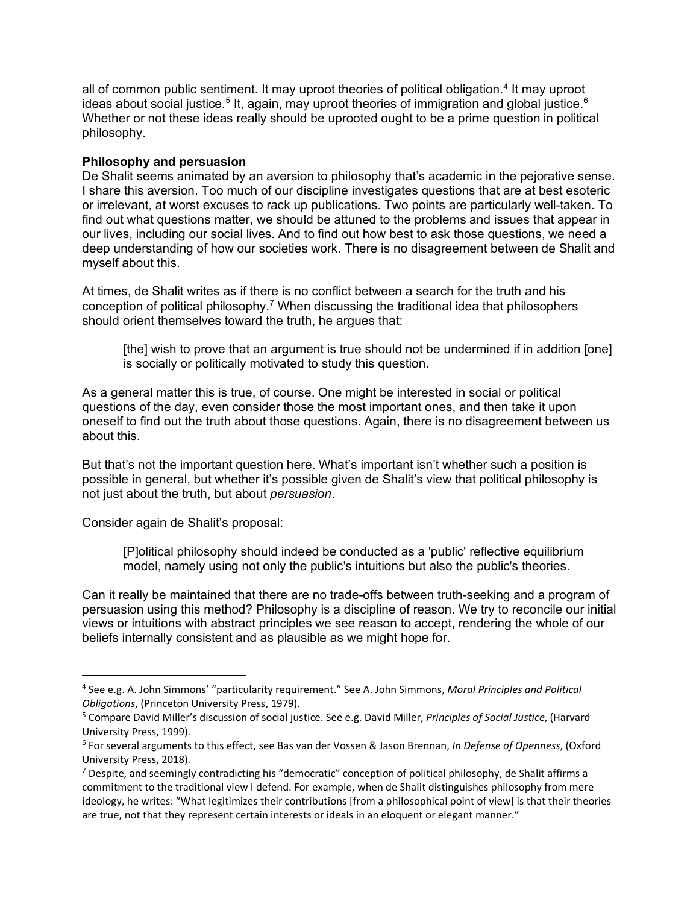all of common public sentiment. It may uproot theories of political obligation.[4] It may uproot ideas about social justice.[5] It, again, may uproot theories of immigration and global justice.[6] Whether or not these ideas really should be uprooted ought to be a prime question in political philosophy.

**Philosophy and persuasion**

De Shalit seems animated by an aversion to philosophy that's academic in the pejorative sense. I share this aversion. Too much of our discipline investigates questions that are at best esoteric or irrelevant, at worst excuses to rack up publications. Two points are particularly well-taken. To find out what questions matter, we should be attuned to the problems and issues that appear in our lives, including our social lives. And to find out how best to ask those questions, we need a deep understanding of how our societies work. There is no disagreement between de Shalit and myself about this.

At times, de Shalit writes as if there is no conflict between a search for the truth and his conception of political philosophy.[7] When discussing the traditional idea that philosophers should orient themselves toward the truth, he argues that:

> [the] wish to prove that an argument is true should not be undermined if in addition [one] is socially or politically motivated to study this question.

As a general matter this is true, of course. One might be interested in social or political questions of the day, even consider those the most important ones, and then take it upon oneself to find out the truth about those questions. Again, there is no disagreement between us about this.

But that's not the important question here. What's important isn't whether such a position is possible in general, but whether it's possible given de Shalit's view that political philosophy is not just about the truth, but about *persuasion*.

Consider again de Shalit's proposal:

> [P]olitical philosophy should indeed be conducted as a 'public' reflective equilibrium model, namely using not only the public's intuitions but also the public's theories.

Can it really be maintained that there are no trade-offs between truth-seeking and a program of persuasion using this method? Philosophy is a discipline of reason. We try to reconcile our initial views or intuitions with abstract principles we see reason to accept, rendering the whole of our beliefs internally consistent and as plausible as we might hope for.

---

[4] See e.g. A. John Simmons' "particularity requirement." See A. John Simmons, *Moral Principles and Political Obligations*, (Princeton University Press, 1979).

[5] Compare David Miller's discussion of social justice. See e.g. David Miller, *Principles of Social Justice*, (Harvard University Press, 1999).

[6] For several arguments to this effect, see Bas van der Vossen & Jason Brennan, *In Defense of Openness*, (Oxford University Press, 2018).

[7] Despite, and seemingly contradicting his "democratic" conception of political philosophy, de Shalit affirms a commitment to the traditional view I defend. For example, when de Shalit distinguishes philosophy from mere ideology, he writes: "What legitimizes their contributions [from a philosophical point of view] is that their theories are true, not that they represent certain interests or ideals in an eloquent or elegant manner."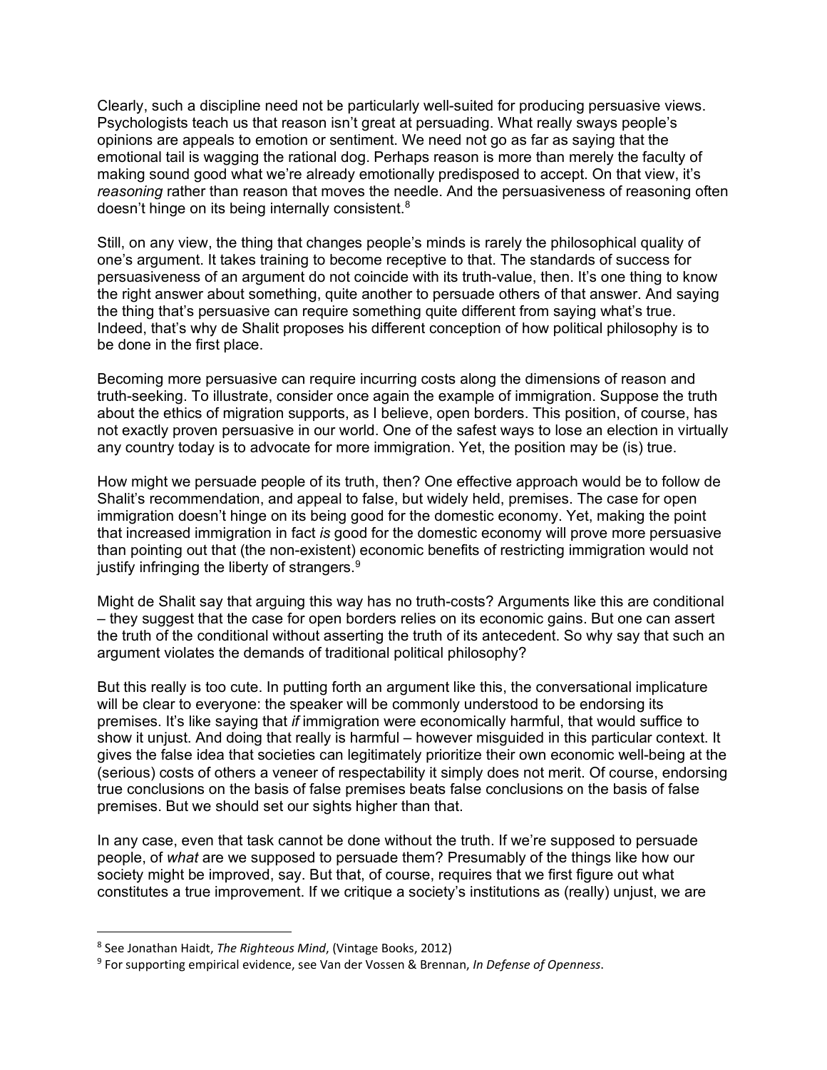Clearly, such a discipline need not be particularly well-suited for producing persuasive views. Psychologists teach us that reason isn't great at persuading. What really sways people's opinions are appeals to emotion or sentiment. We need not go as far as saying that the emotional tail is wagging the rational dog. Perhaps reason is more than merely the faculty of making sound good what we're already emotionally predisposed to accept. On that view, it's *reasoning* rather than reason that moves the needle. And the persuasiveness of reasoning often doesn't hinge on its being internally consistent.[8]

Still, on any view, the thing that changes people's minds is rarely the philosophical quality of one's argument. It takes training to become receptive to that. The standards of success for persuasiveness of an argument do not coincide with its truth-value, then. It's one thing to know the right answer about something, quite another to persuade others of that answer. And saying the thing that's persuasive can require something quite different from saying what's true. Indeed, that's why de Shalit proposes his different conception of how political philosophy is to be done in the first place.

Becoming more persuasive can require incurring costs along the dimensions of reason and truth-seeking. To illustrate, consider once again the example of immigration. Suppose the truth about the ethics of migration supports, as I believe, open borders. This position, of course, has not exactly proven persuasive in our world. One of the safest ways to lose an election in virtually any country today is to advocate for more immigration. Yet, the position may be (is) true.

How might we persuade people of its truth, then? One effective approach would be to follow de Shalit's recommendation, and appeal to false, but widely held, premises. The case for open immigration doesn't hinge on its being good for the domestic economy. Yet, making the point that increased immigration in fact *is* good for the domestic economy will prove more persuasive than pointing out that (the non-existent) economic benefits of restricting immigration would not justify infringing the liberty of strangers.[9]

Might de Shalit say that arguing this way has no truth-costs? Arguments like this are conditional – they suggest that the case for open borders relies on its economic gains. But one can assert the truth of the conditional without asserting the truth of its antecedent. So why say that such an argument violates the demands of traditional political philosophy?

But this really is too cute. In putting forth an argument like this, the conversational implicature will be clear to everyone: the speaker will be commonly understood to be endorsing its premises. It's like saying that *if* immigration were economically harmful, that would suffice to show it unjust. And doing that really is harmful – however misguided in this particular context. It gives the false idea that societies can legitimately prioritize their own economic well-being at the (serious) costs of others a veneer of respectability it simply does not merit. Of course, endorsing true conclusions on the basis of false premises beats false conclusions on the basis of false premises. But we should set our sights higher than that.

In any case, even that task cannot be done without the truth. If we're supposed to persuade people, of *what* are we supposed to persuade them? Presumably of the things like how our society might be improved, say. But that, of course, requires that we first figure out what constitutes a true improvement. If we critique a society's institutions as (really) unjust, we are

[8] See Jonathan Haidt, *The Righteous Mind*, (Vintage Books, 2012)

[9] For supporting empirical evidence, see Van der Vossen & Brennan, *In Defense of Openness*.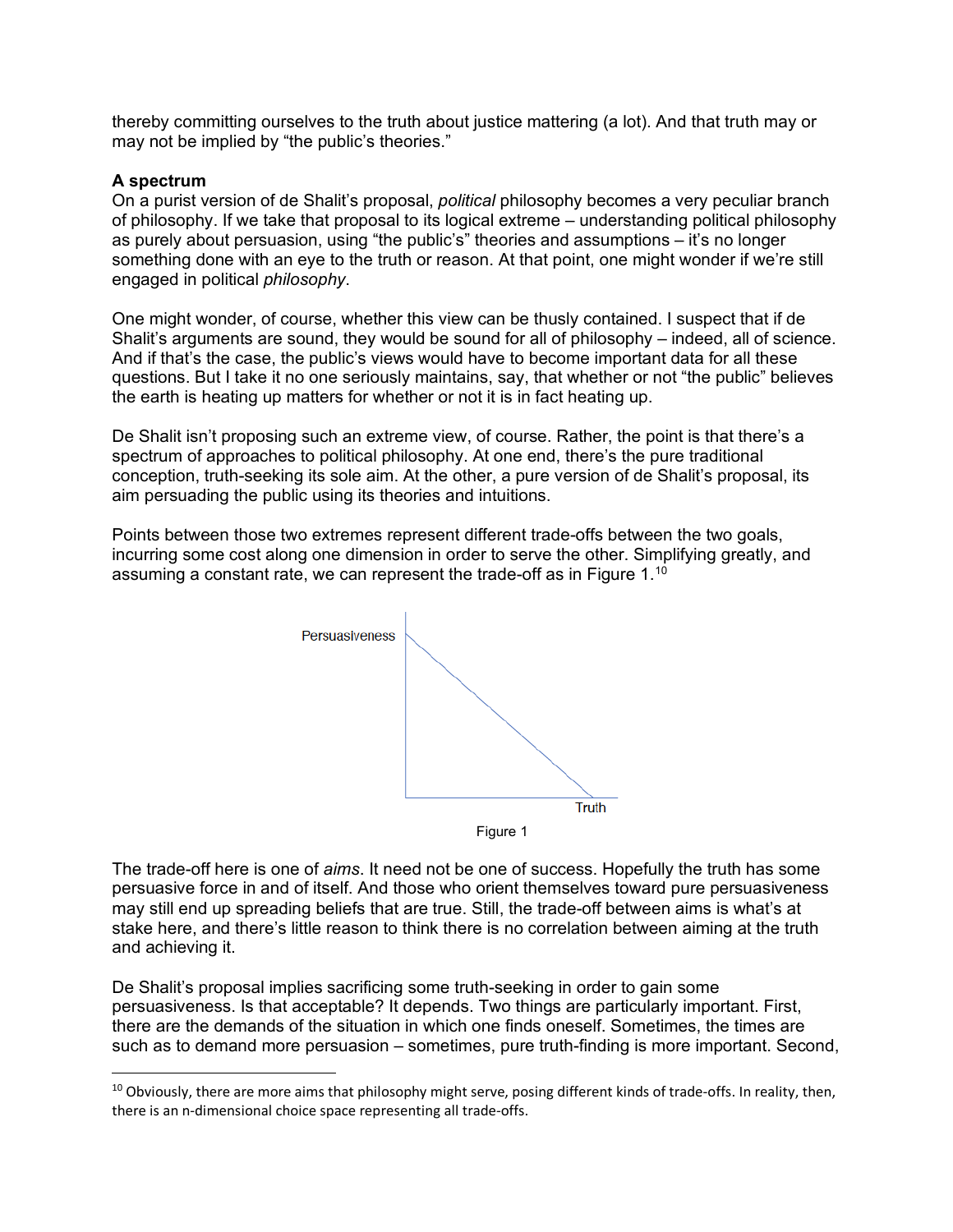thereby committing ourselves to the truth about justice mattering (a lot). And that truth may or may not be implied by "the public's theories."

**A spectrum**

On a purist version of de Shalit's proposal, *political* philosophy becomes a very peculiar branch of philosophy. If we take that proposal to its logical extreme – understanding political philosophy as purely about persuasion, using "the public's" theories and assumptions – it's no longer something done with an eye to the truth or reason. At that point, one might wonder if we're still engaged in political *philosophy*.

One might wonder, of course, whether this view can be thusly contained. I suspect that if de Shalit's arguments are sound, they would be sound for all of philosophy – indeed, all of science. And if that's the case, the public's views would have to become important data for all these questions. But I take it no one seriously maintains, say, that whether or not "the public" believes the earth is heating up matters for whether or not it is in fact heating up.

De Shalit isn't proposing such an extreme view, of course. Rather, the point is that there's a spectrum of approaches to political philosophy. At one end, there's the pure traditional conception, truth-seeking its sole aim. At the other, a pure version of de Shalit's proposal, its aim persuading the public using its theories and intuitions.

Points between those two extremes represent different trade-offs between the two goals, incurring some cost along one dimension in order to serve the other. Simplifying greatly, and assuming a constant rate, we can represent the trade-off as in Figure 1.[10]

Persuasiveness

Truth

Figure 1

The trade-off here is one of *aims*. It need not be one of success. Hopefully the truth has some persuasive force in and of itself. And those who orient themselves toward pure persuasiveness may still end up spreading beliefs that are true. Still, the trade-off between aims is what's at stake here, and there's little reason to think there is no correlation between aiming at the truth and achieving it.

De Shalit's proposal implies sacrificing some truth-seeking in order to gain some persuasiveness. Is that acceptable? It depends. Two things are particularly important. First, there are the demands of the situation in which one finds oneself. Sometimes, the times are such as to demand more persuasion – sometimes, pure truth-finding is more important. Second,

[10] Obviously, there are more aims that philosophy might serve, posing different kinds of trade-offs. In reality, then, there is an n-dimensional choice space representing all trade-offs.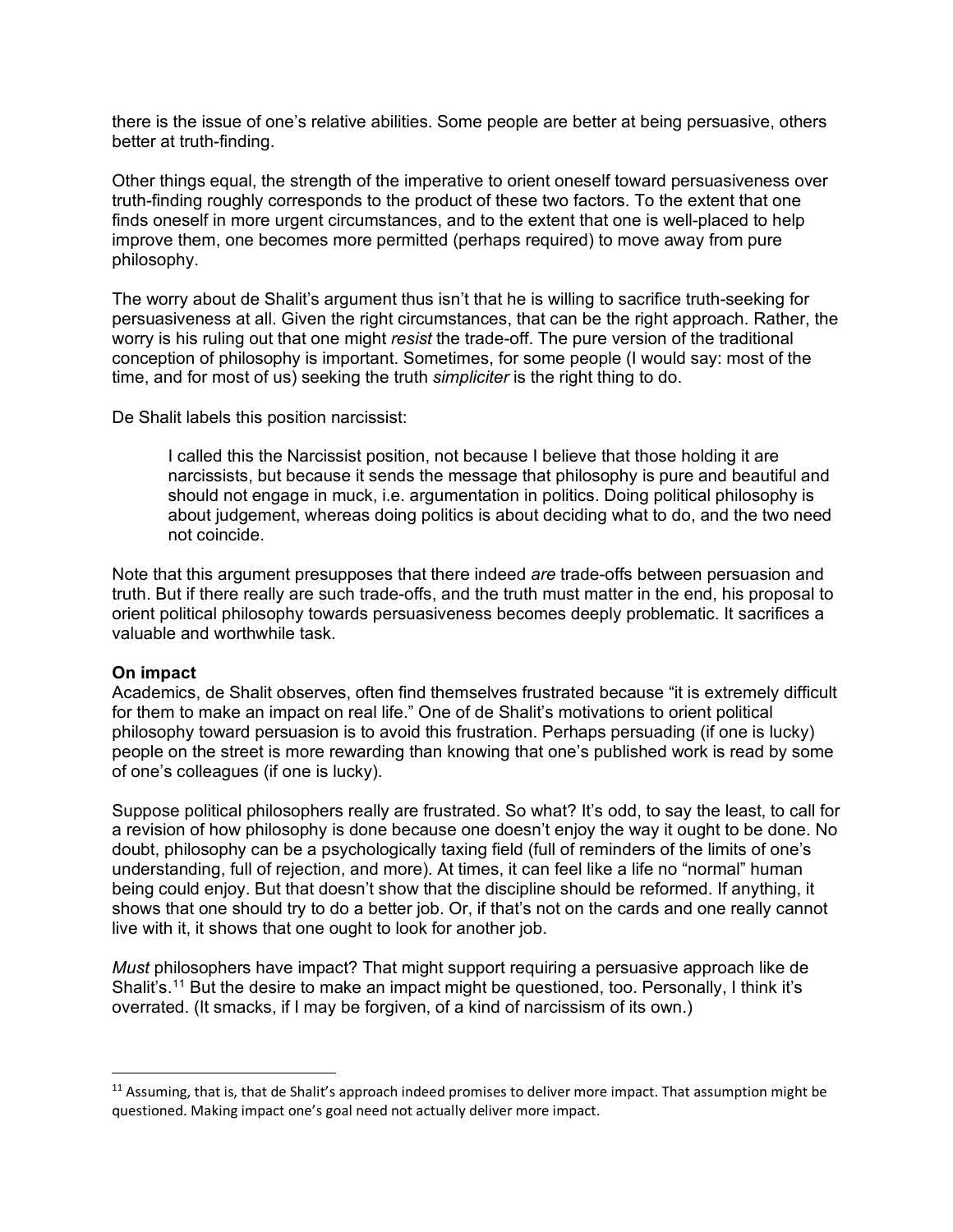there is the issue of one's relative abilities. Some people are better at being persuasive, others better at truth-finding.

Other things equal, the strength of the imperative to orient oneself toward persuasiveness over truth-finding roughly corresponds to the product of these two factors. To the extent that one finds oneself in more urgent circumstances, and to the extent that one is well-placed to help improve them, one becomes more permitted (perhaps required) to move away from pure philosophy.

The worry about de Shalit's argument thus isn't that he is willing to sacrifice truth-seeking for persuasiveness at all. Given the right circumstances, that can be the right approach. Rather, the worry is his ruling out that one might *resist* the trade-off. The pure version of the traditional conception of philosophy is important. Sometimes, for some people (I would say: most of the time, and for most of us) seeking the truth *simpliciter* is the right thing to do.

De Shalit labels this position narcissist:

> I called this the Narcissist position, not because I believe that those holding it are narcissists, but because it sends the message that philosophy is pure and beautiful and should not engage in muck, i.e. argumentation in politics. Doing political philosophy is about judgement, whereas doing politics is about deciding what to do, and the two need not coincide.

Note that this argument presupposes that there indeed *are* trade-offs between persuasion and truth. But if there really are such trade-offs, and the truth must matter in the end, his proposal to orient political philosophy towards persuasiveness becomes deeply problematic. It sacrifices a valuable and worthwhile task.

**On impact**

Academics, de Shalit observes, often find themselves frustrated because "it is extremely difficult for them to make an impact on real life." One of de Shalit's motivations to orient political philosophy toward persuasion is to avoid this frustration. Perhaps persuading (if one is lucky) people on the street is more rewarding than knowing that one's published work is read by some of one's colleagues (if one is lucky).

Suppose political philosophers really are frustrated. So what? It's odd, to say the least, to call for a revision of how philosophy is done because one doesn't enjoy the way it ought to be done. No doubt, philosophy can be a psychologically taxing field (full of reminders of the limits of one's understanding, full of rejection, and more). At times, it can feel like a life no "normal" human being could enjoy. But that doesn't show that the discipline should be reformed. If anything, it shows that one should try to do a better job. Or, if that's not on the cards and one really cannot live with it, it shows that one ought to look for another job.

*Must* philosophers have impact? That might support requiring a persuasive approach like de Shalit's.[11] But the desire to make an impact might be questioned, too. Personally, I think it's overrated. (It smacks, if I may be forgiven, of a kind of narcissism of its own.)

---

[11] Assuming, that is, that de Shalit's approach indeed promises to deliver more impact. That assumption might be questioned. Making impact one's goal need not actually deliver more impact.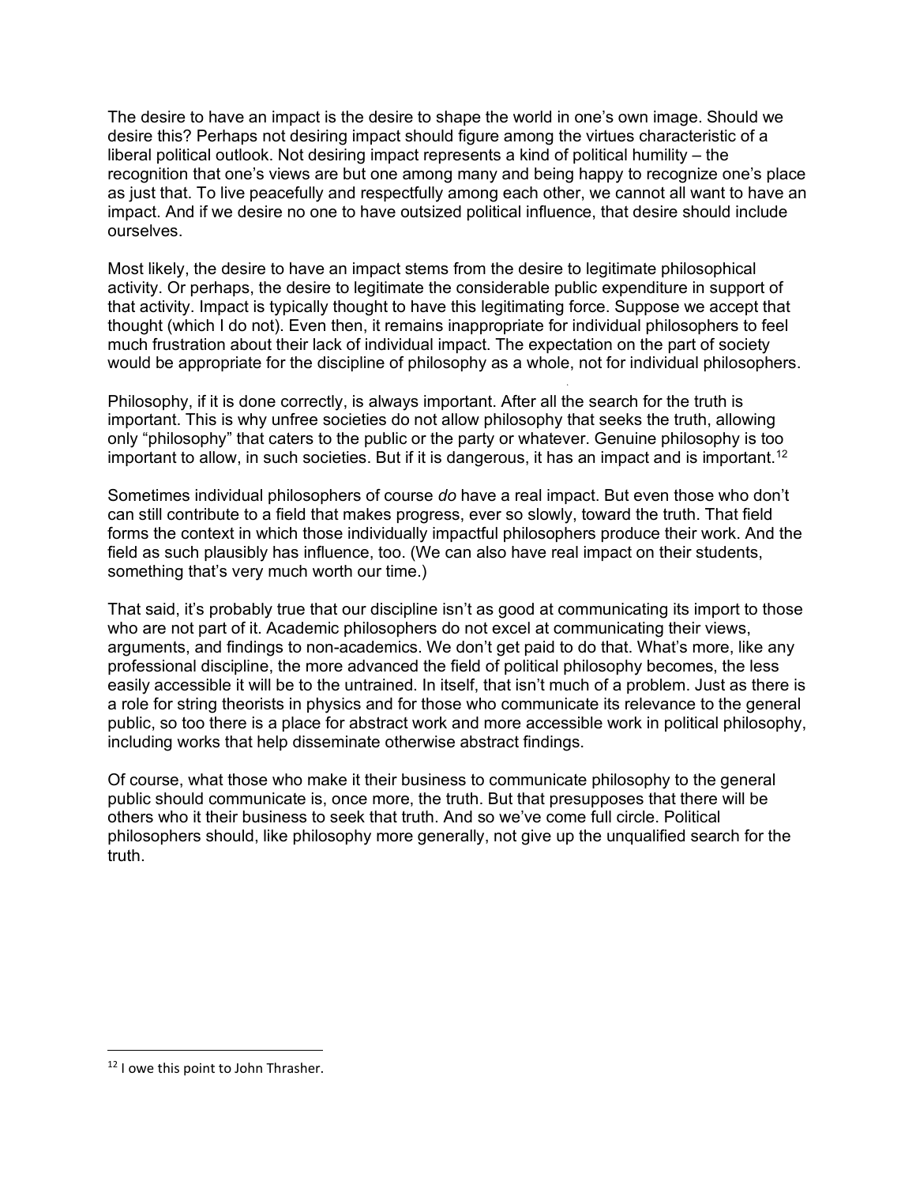The desire to have an impact is the desire to shape the world in one's own image. Should we desire this? Perhaps not desiring impact should figure among the virtues characteristic of a liberal political outlook. Not desiring impact represents a kind of political humility – the recognition that one's views are but one among many and being happy to recognize one's place as just that. To live peacefully and respectfully among each other, we cannot all want to have an impact. And if we desire no one to have outsized political influence, that desire should include ourselves.

Most likely, the desire to have an impact stems from the desire to legitimate philosophical activity. Or perhaps, the desire to legitimate the considerable public expenditure in support of that activity. Impact is typically thought to have this legitimating force. Suppose we accept that thought (which I do not). Even then, it remains inappropriate for individual philosophers to feel much frustration about their lack of individual impact. The expectation on the part of society would be appropriate for the discipline of philosophy as a whole, not for individual philosophers.

Philosophy, if it is done correctly, is always important. After all the search for the truth is important. This is why unfree societies do not allow philosophy that seeks the truth, allowing only "philosophy" that caters to the public or the party or whatever. Genuine philosophy is too important to allow, in such societies. But if it is dangerous, it has an impact and is important.[12]

Sometimes individual philosophers of course *do* have a real impact. But even those who don't can still contribute to a field that makes progress, ever so slowly, toward the truth. That field forms the context in which those individually impactful philosophers produce their work. And the field as such plausibly has influence, too. (We can also have real impact on their students, something that's very much worth our time.)

That said, it's probably true that our discipline isn't as good at communicating its import to those who are not part of it. Academic philosophers do not excel at communicating their views, arguments, and findings to non-academics. We don't get paid to do that. What's more, like any professional discipline, the more advanced the field of political philosophy becomes, the less easily accessible it will be to the untrained. In itself, that isn't much of a problem. Just as there is a role for string theorists in physics and for those who communicate its relevance to the general public, so too there is a place for abstract work and more accessible work in political philosophy, including works that help disseminate otherwise abstract findings.

Of course, what those who make it their business to communicate philosophy to the general public should communicate is, once more, the truth. But that presupposes that there will be others who it their business to seek that truth. And so we've come full circle. Political philosophers should, like philosophy more generally, not give up the unqualified search for the truth.

[12] I owe this point to John Thrasher.